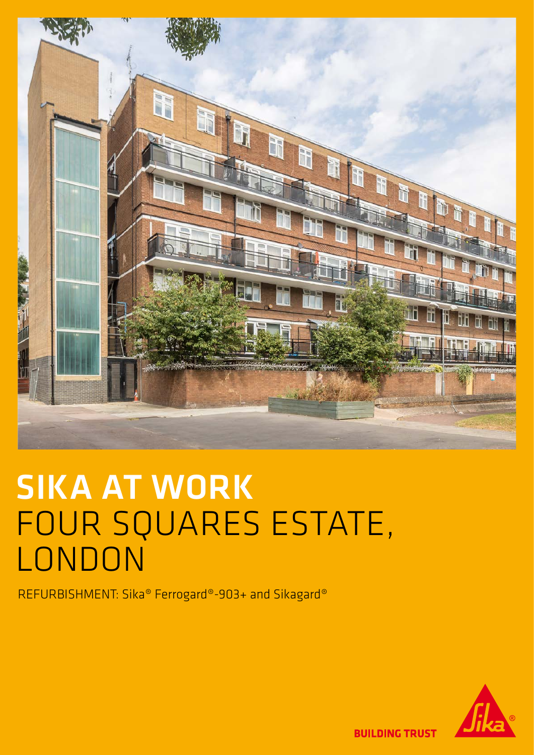# SIKA AT WORK
# FOUR SQUARES ESTATE, LONDON

REFURBISHMENT: Sika® Ferrogard®-903+ and Sikagard®

BUILDING TRUST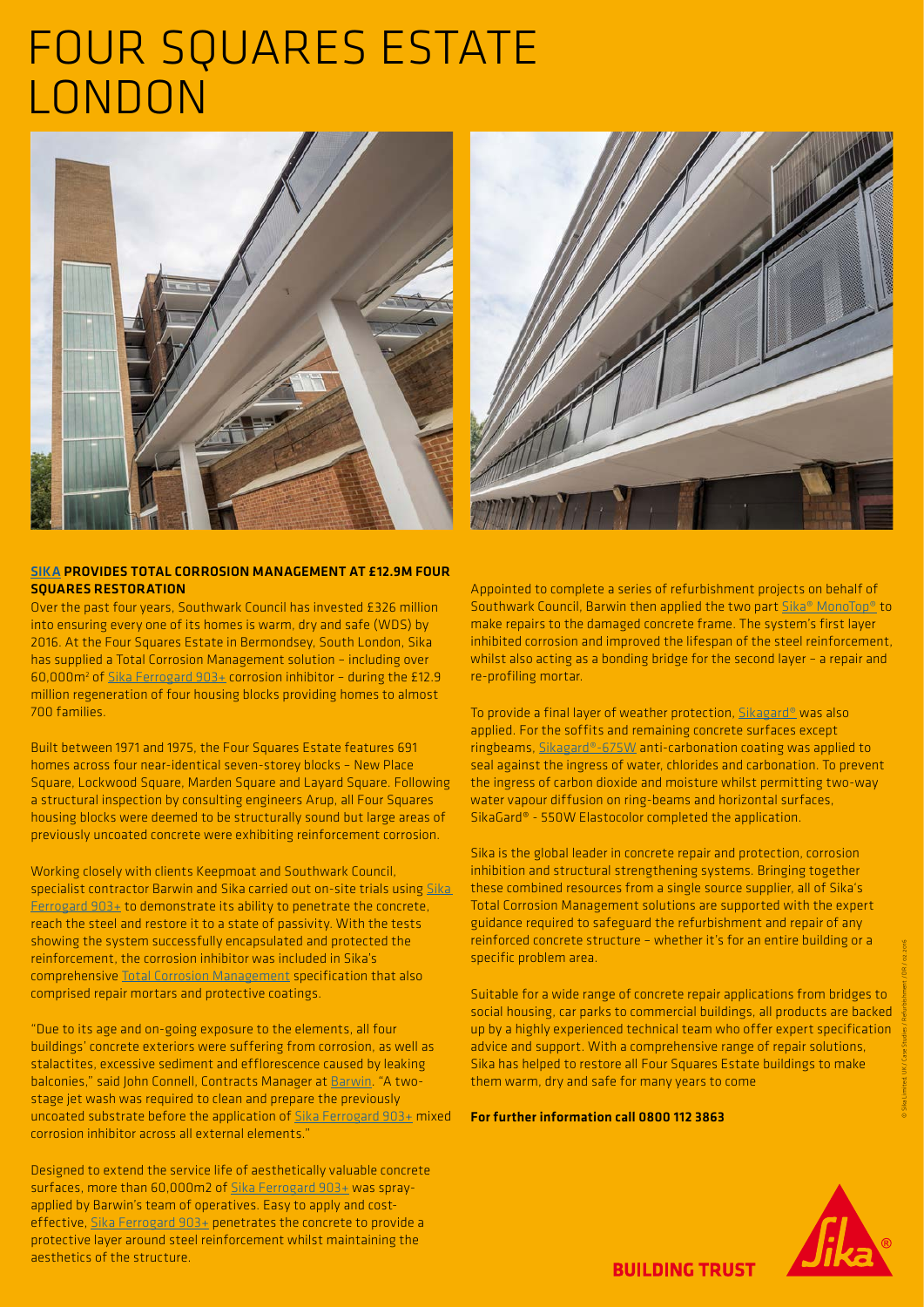# FOUR SQUARES ESTATE LONDON

**SIKA PROVIDES TOTAL CORROSION MANAGEMENT AT £12.9M FOUR SQUARES RESTORATION**

Over the past four years, Southwark Council has invested £326 million into ensuring every one of its homes is warm, dry and safe (WDS) by 2016. At the Four Squares Estate in Bermondsey, South London, Sika has supplied a Total Corrosion Management solution – including over 60,000m² of Sika Ferrogard 903+ corrosion inhibitor – during the £12.9 million regeneration of four housing blocks providing homes to almost 700 families.

Built between 1971 and 1975, the Four Squares Estate features 691 homes across four near-identical seven-storey blocks – New Place Square, Lockwood Square, Marden Square and Layard Square. Following a structural inspection by consulting engineers Arup, all Four Squares housing blocks were deemed to be structurally sound but large areas of previously uncoated concrete were exhibiting reinforcement corrosion.

Working closely with clients Keepmoat and Southwark Council, specialist contractor Barwin and Sika carried out on-site trials using Sika Ferrogard 903+ to demonstrate its ability to penetrate the concrete, reach the steel and restore it to a state of passivity. With the tests showing the system successfully encapsulated and protected the reinforcement, the corrosion inhibitor was included in Sika's comprehensive Total Corrosion Management specification that also comprised repair mortars and protective coatings.

"Due to its age and on-going exposure to the elements, all four buildings' concrete exteriors were suffering from corrosion, as well as stalactites, excessive sediment and efflorescence caused by leaking balconies," said John Connell, Contracts Manager at Barwin. "A two-stage jet wash was required to clean and prepare the previously uncoated substrate before the application of Sika Ferrogard 903+ mixed corrosion inhibitor across all external elements."

Designed to extend the service life of aesthetically valuable concrete surfaces, more than 60,000m2 of Sika Ferrogard 903+ was spray-applied by Barwin's team of operatives. Easy to apply and cost-effective, Sika Ferrogard 903+ penetrates the concrete to provide a protective layer around steel reinforcement whilst maintaining the aesthetics of the structure.

Appointed to complete a series of refurbishment projects on behalf of Southwark Council, Barwin then applied the two part Sika® MonoTop® to make repairs to the damaged concrete frame. The system's first layer inhibited corrosion and improved the lifespan of the steel reinforcement, whilst also acting as a bonding bridge for the second layer – a repair and re-profiling mortar.

To provide a final layer of weather protection, Sikagard® was also applied. For the soffits and remaining concrete surfaces except ringbeams, Sikagard®-675W anti-carbonation coating was applied to seal against the ingress of water, chlorides and carbonation. To prevent the ingress of carbon dioxide and moisture whilst permitting two-way water vapour diffusion on ring-beams and horizontal surfaces, SikaGard® - 550W Elastocolor completed the application.

Sika is the global leader in concrete repair and protection, corrosion inhibition and structural strengthening systems. Bringing together these combined resources from a single source supplier, all of Sika's Total Corrosion Management solutions are supported with the expert guidance required to safeguard the refurbishment and repair of any reinforced concrete structure – whether it's for an entire building or a specific problem area.

Suitable for a wide range of concrete repair applications from bridges to social housing, car parks to commercial buildings, all products are backed up by a highly experienced technical team who offer expert specification advice and support. With a comprehensive range of repair solutions, Sika has helped to restore all Four Squares Estate buildings to make them warm, dry and safe for many years to come

**For further information call 0800 112 3863**

**BUILDING TRUST**